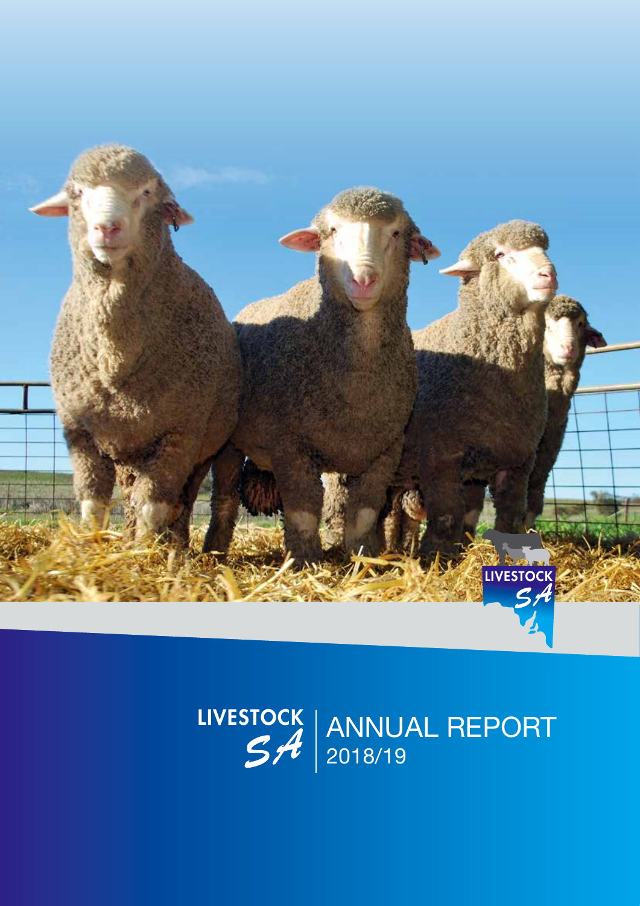# LIVESTOCK SA

## ANNUAL REPORT 2018/19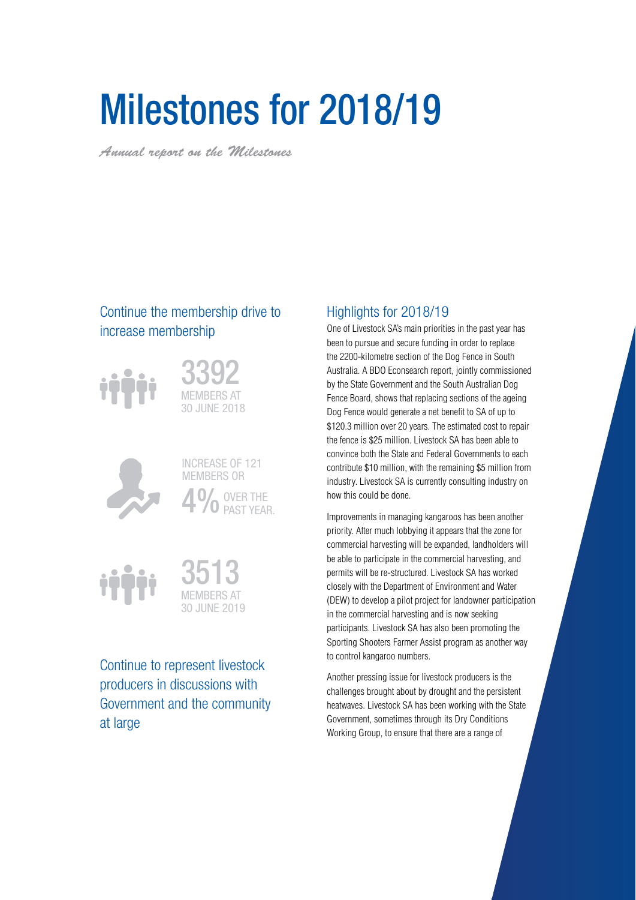# Milestones for 2018/19

*Annual report on the Milestones*

## Continue the membership drive to increase membership

3392
MEMBERS AT 30 JUNE 2018

INCREASE OF 121 MEMBERS OR 4% OVER THE PAST YEAR.

3513
MEMBERS AT 30 JUNE 2019

## Continue to represent livestock producers in discussions with Government and the community at large

## Highlights for 2018/19

One of Livestock SA's main priorities in the past year has been to pursue and secure funding in order to replace the 2200-kilometre section of the Dog Fence in South Australia. A BDO Econsearch report, jointly commissioned by the State Government and the South Australian Dog Fence Board, shows that replacing sections of the ageing Dog Fence would generate a net benefit to SA of up to $120.3 million over 20 years. The estimated cost to repair the fence is $25 million. Livestock SA has been able to convince both the State and Federal Governments to each contribute $10 million, with the remaining $5 million from industry. Livestock SA is currently consulting industry on how this could be done.

Improvements in managing kangaroos has been another priority. After much lobbying it appears that the zone for commercial harvesting will be expanded, landholders will be able to participate in the commercial harvesting, and permits will be re-structured. Livestock SA has worked closely with the Department of Environment and Water (DEW) to develop a pilot project for landowner participation in the commercial harvesting and is now seeking participants. Livestock SA has also been promoting the Sporting Shooters Farmer Assist program as another way to control kangaroo numbers.

Another pressing issue for livestock producers is the challenges brought about by drought and the persistent heatwaves. Livestock SA has been working with the State Government, sometimes through its Dry Conditions Working Group, to ensure that there are a range of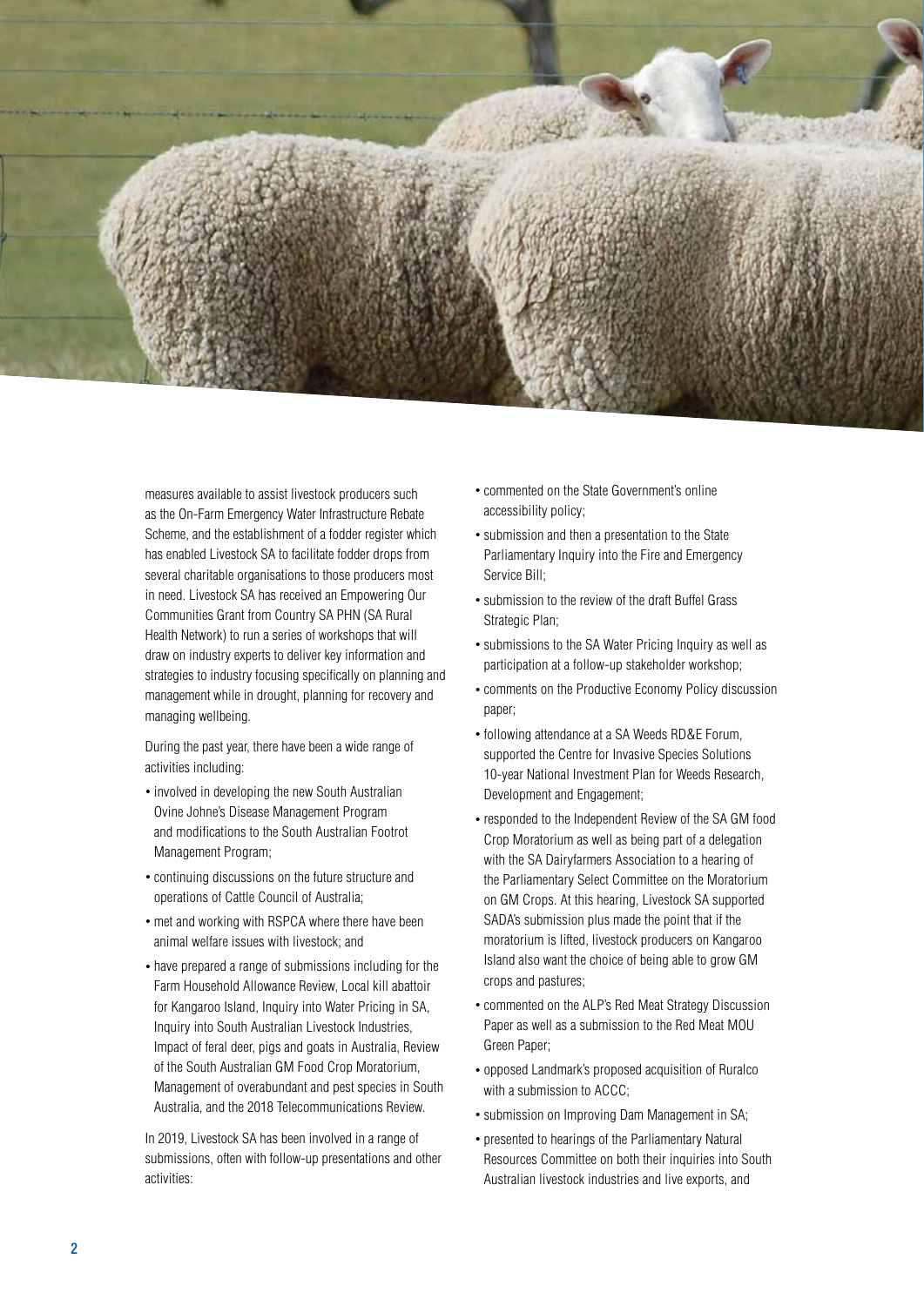measures available to assist livestock producers such as the On-Farm Emergency Water Infrastructure Rebate Scheme, and the establishment of a fodder register which has enabled Livestock SA to facilitate fodder drops from several charitable organisations to those producers most in need. Livestock SA has received an Empowering Our Communities Grant from Country SA PHN (SA Rural Health Network) to run a series of workshops that will draw on industry experts to deliver key information and strategies to industry focusing specifically on planning and management while in drought, planning for recovery and managing wellbeing.

During the past year, there have been a wide range of activities including:

- involved in developing the new South Australian Ovine Johne's Disease Management Program and modifications to the South Australian Footrot Management Program;
- continuing discussions on the future structure and operations of Cattle Council of Australia;
- met and working with RSPCA where there have been animal welfare issues with livestock; and
- have prepared a range of submissions including for the Farm Household Allowance Review, Local kill abattoir for Kangaroo Island, Inquiry into Water Pricing in SA, Inquiry into South Australian Livestock Industries, Impact of feral deer, pigs and goats in Australia, Review of the South Australian GM Food Crop Moratorium, Management of overabundant and pest species in South Australia, and the 2018 Telecommunications Review.

In 2019, Livestock SA has been involved in a range of submissions, often with follow-up presentations and other activities:

- commented on the State Government's online accessibility policy;
- submission and then a presentation to the State Parliamentary Inquiry into the Fire and Emergency Service Bill;
- submission to the review of the draft Buffel Grass Strategic Plan;
- submissions to the SA Water Pricing Inquiry as well as participation at a follow-up stakeholder workshop;
- comments on the Productive Economy Policy discussion paper;
- following attendance at a SA Weeds RD&E Forum, supported the Centre for Invasive Species Solutions 10-year National Investment Plan for Weeds Research, Development and Engagement;
- responded to the Independent Review of the SA GM food Crop Moratorium as well as being part of a delegation with the SA Dairyfarmers Association to a hearing of the Parliamentary Select Committee on the Moratorium on GM Crops. At this hearing, Livestock SA supported SADA's submission plus made the point that if the moratorium is lifted, livestock producers on Kangaroo Island also want the choice of being able to grow GM crops and pastures;
- commented on the ALP's Red Meat Strategy Discussion Paper as well as a submission to the Red Meat MOU Green Paper;
- opposed Landmark's proposed acquisition of Ruralco with a submission to ACCC;
- submission on Improving Dam Management in SA;
- presented to hearings of the Parliamentary Natural Resources Committee on both their inquiries into South Australian livestock industries and live exports, and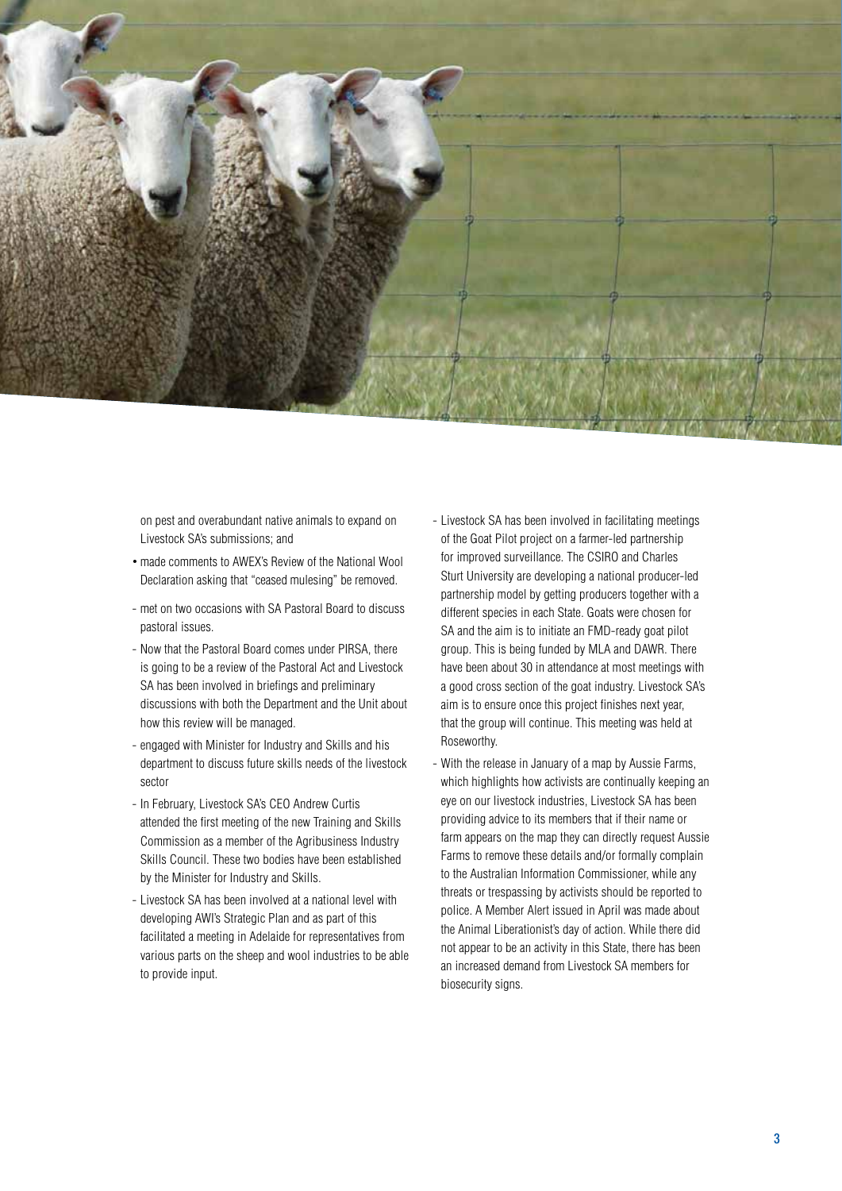on pest and overabundant native animals to expand on Livestock SA's submissions; and

- made comments to AWEX's Review of the National Wool Declaration asking that "ceased mulesing" be removed.
- met on two occasions with SA Pastoral Board to discuss pastoral issues.
- Now that the Pastoral Board comes under PIRSA, there is going to be a review of the Pastoral Act and Livestock SA has been involved in briefings and preliminary discussions with both the Department and the Unit about how this review will be managed.
- engaged with Minister for Industry and Skills and his department to discuss future skills needs of the livestock sector
- In February, Livestock SA's CEO Andrew Curtis attended the first meeting of the new Training and Skills Commission as a member of the Agribusiness Industry Skills Council. These two bodies have been established by the Minister for Industry and Skills.
- Livestock SA has been involved at a national level with developing AWI's Strategic Plan and as part of this facilitated a meeting in Adelaide for representatives from various parts on the sheep and wool industries to be able to provide input.
- Livestock SA has been involved in facilitating meetings of the Goat Pilot project on a farmer-led partnership for improved surveillance. The CSIRO and Charles Sturt University are developing a national producer-led partnership model by getting producers together with a different species in each State. Goats were chosen for SA and the aim is to initiate an FMD-ready goat pilot group. This is being funded by MLA and DAWR. There have been about 30 in attendance at most meetings with a good cross section of the goat industry. Livestock SA's aim is to ensure once this project finishes next year, that the group will continue. This meeting was held at Roseworthy.
- With the release in January of a map by Aussie Farms, which highlights how activists are continually keeping an eye on our livestock industries, Livestock SA has been providing advice to its members that if their name or farm appears on the map they can directly request Aussie Farms to remove these details and/or formally complain to the Australian Information Commissioner, while any threats or trespassing by activists should be reported to police. A Member Alert issued in April was made about the Animal Liberationist's day of action. While there did not appear to be an activity in this State, there has been an increased demand from Livestock SA members for biosecurity signs.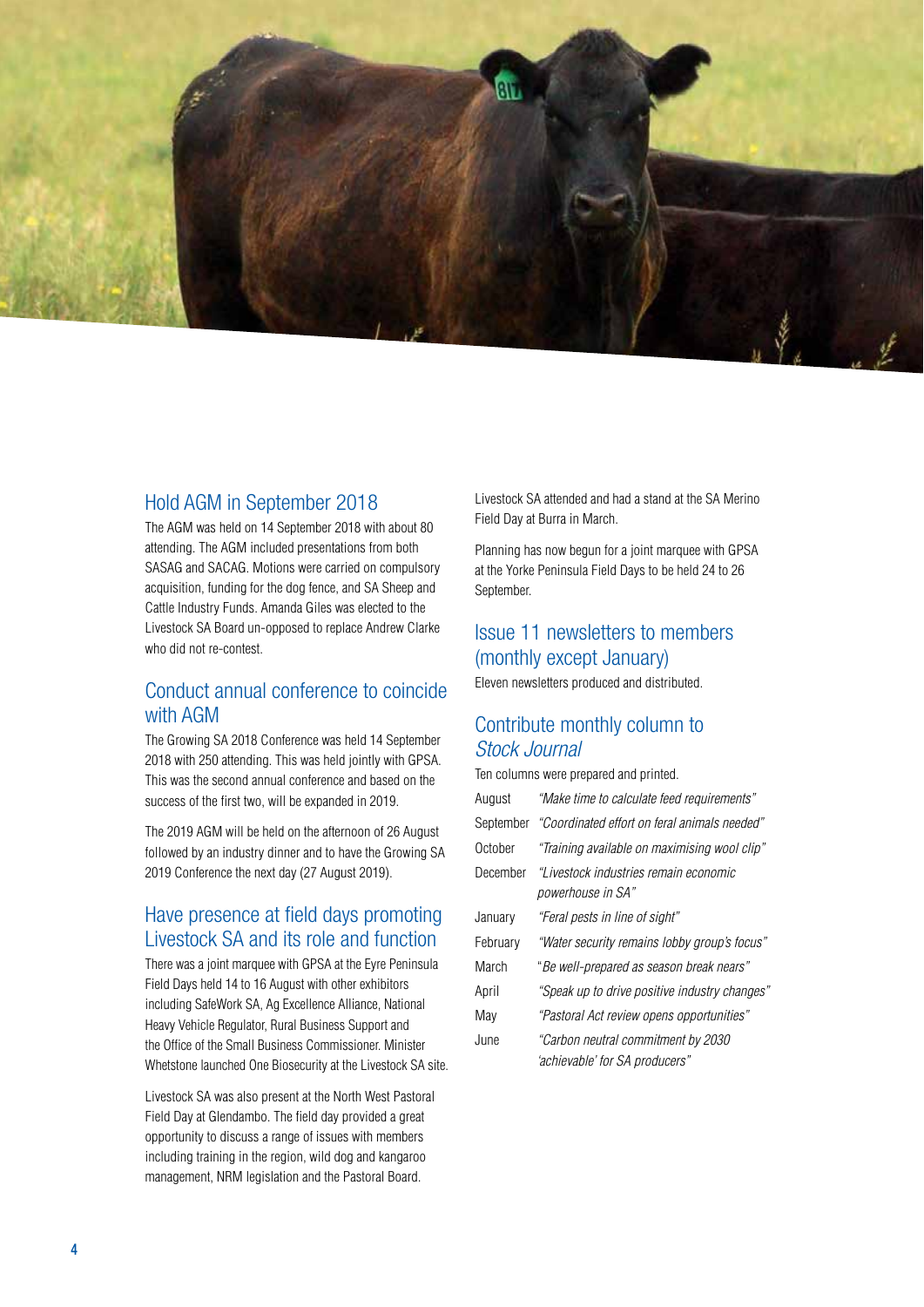## Hold AGM in September 2018

The AGM was held on 14 September 2018 with about 80 attending. The AGM included presentations from both SASAG and SACAG. Motions were carried on compulsory acquisition, funding for the dog fence, and SA Sheep and Cattle Industry Funds. Amanda Giles was elected to the Livestock SA Board un-opposed to replace Andrew Clarke who did not re-contest.

## Conduct annual conference to coincide with AGM

The Growing SA 2018 Conference was held 14 September 2018 with 250 attending. This was held jointly with GPSA. This was the second annual conference and based on the success of the first two, will be expanded in 2019.

The 2019 AGM will be held on the afternoon of 26 August followed by an industry dinner and to have the Growing SA 2019 Conference the next day (27 August 2019).

## Have presence at field days promoting Livestock SA and its role and function

There was a joint marquee with GPSA at the Eyre Peninsula Field Days held 14 to 16 August with other exhibitors including SafeWork SA, Ag Excellence Alliance, National Heavy Vehicle Regulator, Rural Business Support and the Office of the Small Business Commissioner. Minister Whetstone launched One Biosecurity at the Livestock SA site.

Livestock SA was also present at the North West Pastoral Field Day at Glendambo. The field day provided a great opportunity to discuss a range of issues with members including training in the region, wild dog and kangaroo management, NRM legislation and the Pastoral Board.

Livestock SA attended and had a stand at the SA Merino Field Day at Burra in March.

Planning has now begun for a joint marquee with GPSA at the Yorke Peninsula Field Days to be held 24 to 26 September.

## Issue 11 newsletters to members (monthly except January)

Eleven newsletters produced and distributed.

## Contribute monthly column to *Stock Journal*

Ten columns were prepared and printed.

| | |
|---|---|
| August | *"Make time to calculate feed requirements"* |
| September | *"Coordinated effort on feral animals needed"* |
| October | *"Training available on maximising wool clip"* |
| December | *"Livestock industries remain economic powerhouse in SA"* |
| January | *"Feral pests in line of sight"* |
| February | *"Water security remains lobby group's focus"* |
| March | *"Be well-prepared as season break nears"* |
| April | *"Speak up to drive positive industry changes"* |
| May | *"Pastoral Act review opens opportunities"* |
| June | *"Carbon neutral commitment by 2030 'achievable' for SA producers"* |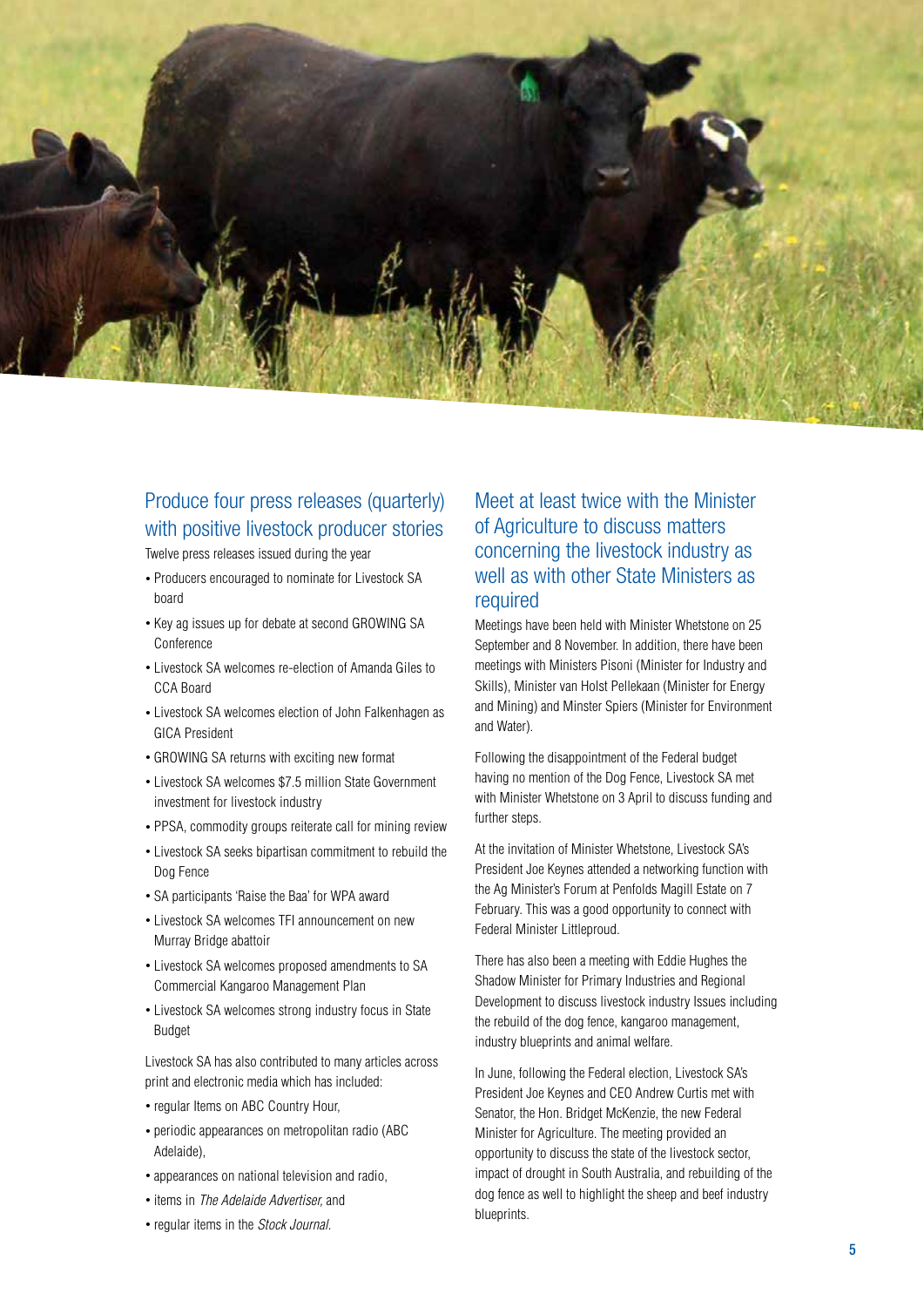## Produce four press releases (quarterly) with positive livestock producer stories

Twelve press releases issued during the year

- Producers encouraged to nominate for Livestock SA board
- Key ag issues up for debate at second GROWING SA Conference
- Livestock SA welcomes re-election of Amanda Giles to CCA Board
- Livestock SA welcomes election of John Falkenhagen as GICA President
- GROWING SA returns with exciting new format
- Livestock SA welcomes $7.5 million State Government investment for livestock industry
- PPSA, commodity groups reiterate call for mining review
- Livestock SA seeks bipartisan commitment to rebuild the Dog Fence
- SA participants 'Raise the Baa' for WPA award
- Livestock SA welcomes TFI announcement on new Murray Bridge abattoir
- Livestock SA welcomes proposed amendments to SA Commercial Kangaroo Management Plan
- Livestock SA welcomes strong industry focus in State Budget

Livestock SA has also contributed to many articles across print and electronic media which has included:

- regular Items on ABC Country Hour,
- periodic appearances on metropolitan radio (ABC Adelaide),
- appearances on national television and radio,
- items in *The Adelaide Advertiser,* and
- regular items in the *Stock Journal.*

## Meet at least twice with the Minister of Agriculture to discuss matters concerning the livestock industry as well as with other State Ministers as required

Meetings have been held with Minister Whetstone on 25 September and 8 November. In addition, there have been meetings with Ministers Pisoni (Minister for Industry and Skills), Minister van Holst Pellekaan (Minister for Energy and Mining) and Minster Spiers (Minister for Environment and Water).

Following the disappointment of the Federal budget having no mention of the Dog Fence, Livestock SA met with Minister Whetstone on 3 April to discuss funding and further steps.

At the invitation of Minister Whetstone, Livestock SA's President Joe Keynes attended a networking function with the Ag Minister's Forum at Penfolds Magill Estate on 7 February. This was a good opportunity to connect with Federal Minister Littleproud.

There has also been a meeting with Eddie Hughes the Shadow Minister for Primary Industries and Regional Development to discuss livestock industry Issues including the rebuild of the dog fence, kangaroo management, industry blueprints and animal welfare.

In June, following the Federal election, Livestock SA's President Joe Keynes and CEO Andrew Curtis met with Senator, the Hon. Bridget McKenzie, the new Federal Minister for Agriculture. The meeting provided an opportunity to discuss the state of the livestock sector, impact of drought in South Australia, and rebuilding of the dog fence as well to highlight the sheep and beef industry blueprints.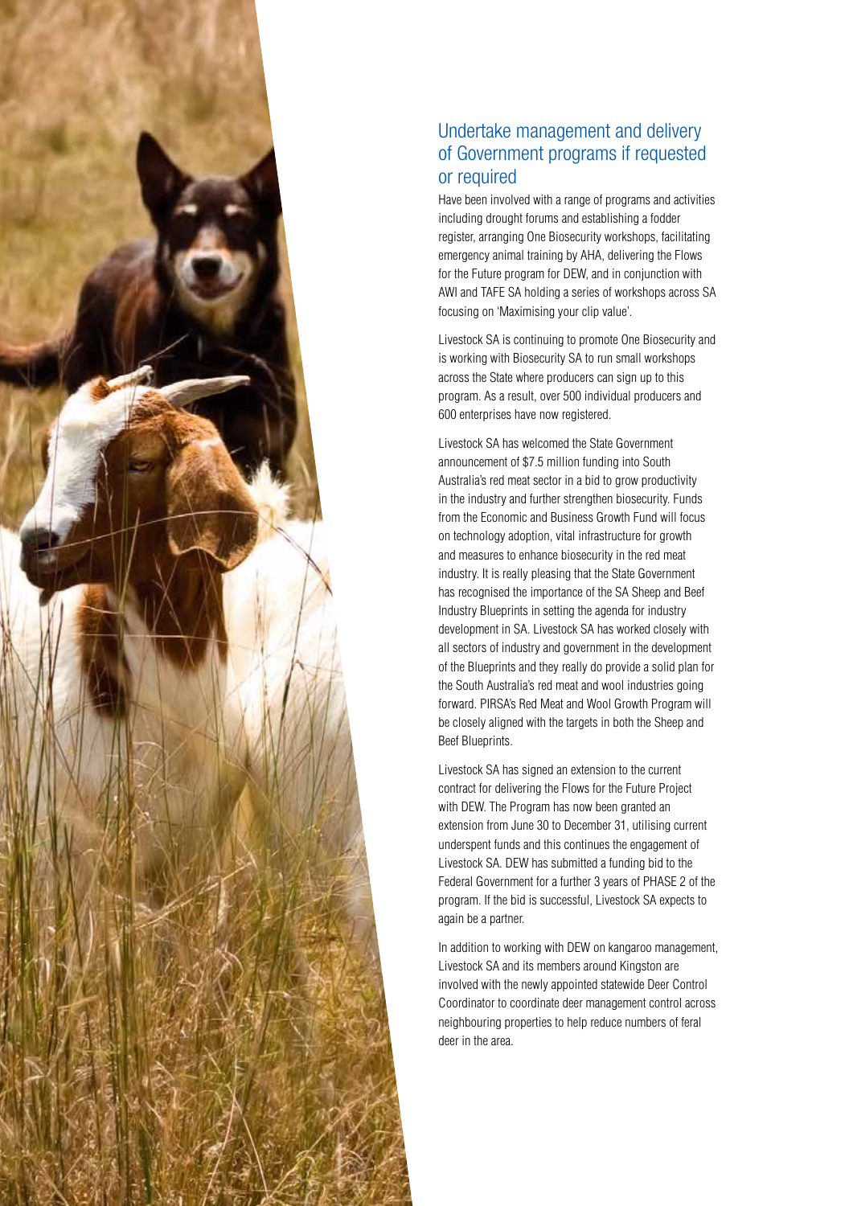## Undertake management and delivery of Government programs if requested or required

Have been involved with a range of programs and activities including drought forums and establishing a fodder register, arranging One Biosecurity workshops, facilitating emergency animal training by AHA, delivering the Flows for the Future program for DEW, and in conjunction with AWI and TAFE SA holding a series of workshops across SA focusing on 'Maximising your clip value'.

Livestock SA is continuing to promote One Biosecurity and is working with Biosecurity SA to run small workshops across the State where producers can sign up to this program. As a result, over 500 individual producers and 600 enterprises have now registered.

Livestock SA has welcomed the State Government announcement of $7.5 million funding into South Australia's red meat sector in a bid to grow productivity in the industry and further strengthen biosecurity. Funds from the Economic and Business Growth Fund will focus on technology adoption, vital infrastructure for growth and measures to enhance biosecurity in the red meat industry. It is really pleasing that the State Government has recognised the importance of the SA Sheep and Beef Industry Blueprints in setting the agenda for industry development in SA. Livestock SA has worked closely with all sectors of industry and government in the development of the Blueprints and they really do provide a solid plan for the South Australia's red meat and wool industries going forward. PIRSA's Red Meat and Wool Growth Program will be closely aligned with the targets in both the Sheep and Beef Blueprints.

Livestock SA has signed an extension to the current contract for delivering the Flows for the Future Project with DEW. The Program has now been granted an extension from June 30 to December 31, utilising current underspent funds and this continues the engagement of Livestock SA. DEW has submitted a funding bid to the Federal Government for a further 3 years of PHASE 2 of the program. If the bid is successful, Livestock SA expects to again be a partner.

In addition to working with DEW on kangaroo management, Livestock SA and its members around Kingston are involved with the newly appointed statewide Deer Control Coordinator to coordinate deer management control across neighbouring properties to help reduce numbers of feral deer in the area.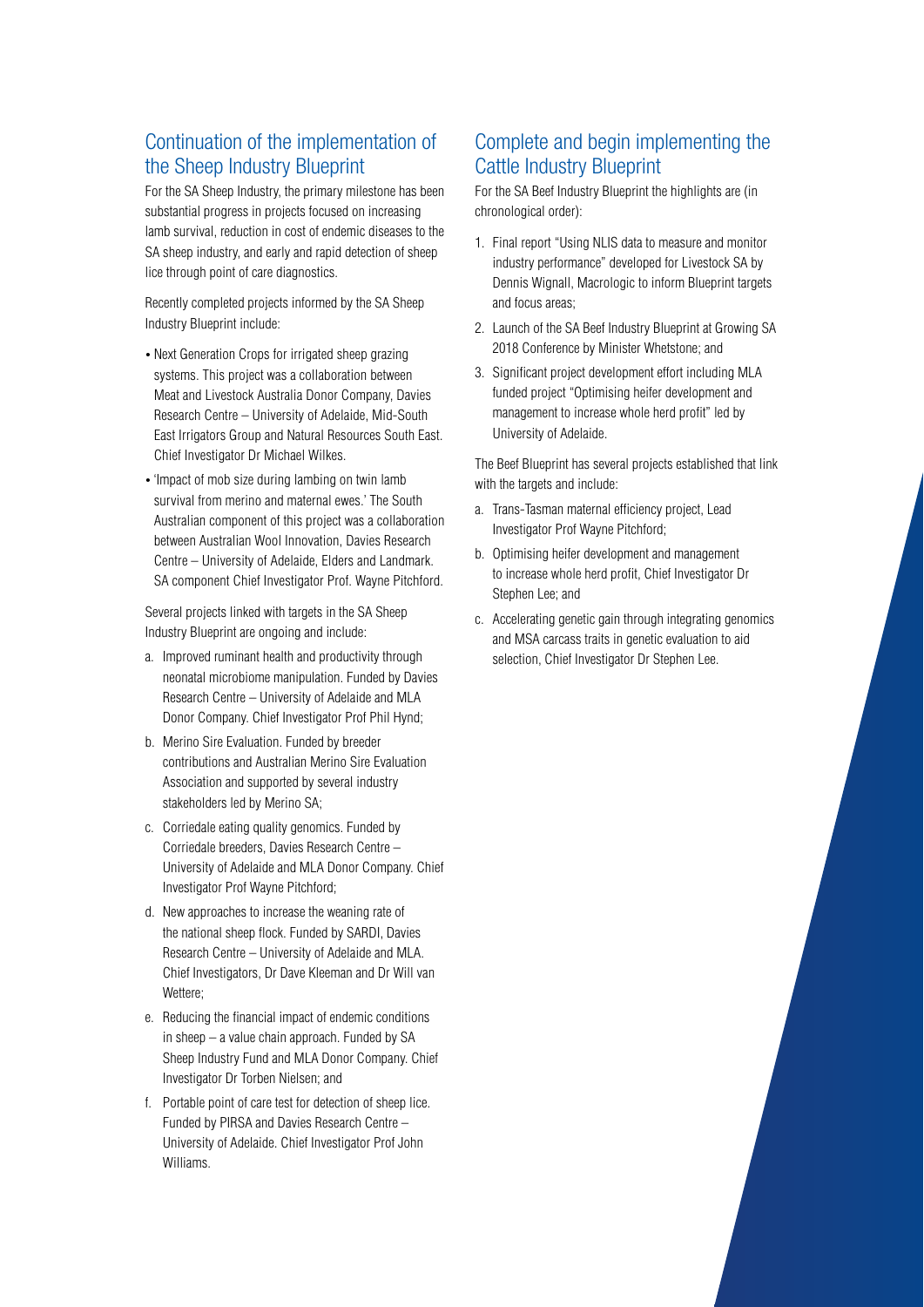## Continuation of the implementation of the Sheep Industry Blueprint

For the SA Sheep Industry, the primary milestone has been substantial progress in projects focused on increasing lamb survival, reduction in cost of endemic diseases to the SA sheep industry, and early and rapid detection of sheep lice through point of care diagnostics.

Recently completed projects informed by the SA Sheep Industry Blueprint include:

- Next Generation Crops for irrigated sheep grazing systems. This project was a collaboration between Meat and Livestock Australia Donor Company, Davies Research Centre – University of Adelaide, Mid-South East Irrigators Group and Natural Resources South East. Chief Investigator Dr Michael Wilkes.
- 'Impact of mob size during lambing on twin lamb survival from merino and maternal ewes.' The South Australian component of this project was a collaboration between Australian Wool Innovation, Davies Research Centre – University of Adelaide, Elders and Landmark. SA component Chief Investigator Prof. Wayne Pitchford.

Several projects linked with targets in the SA Sheep Industry Blueprint are ongoing and include:

a. Improved ruminant health and productivity through neonatal microbiome manipulation. Funded by Davies Research Centre – University of Adelaide and MLA Donor Company. Chief Investigator Prof Phil Hynd;

b. Merino Sire Evaluation. Funded by breeder contributions and Australian Merino Sire Evaluation Association and supported by several industry stakeholders led by Merino SA;

c. Corriedale eating quality genomics. Funded by Corriedale breeders, Davies Research Centre – University of Adelaide and MLA Donor Company. Chief Investigator Prof Wayne Pitchford;

d. New approaches to increase the weaning rate of the national sheep flock. Funded by SARDI, Davies Research Centre – University of Adelaide and MLA. Chief Investigators, Dr Dave Kleeman and Dr Will van Wettere;

e. Reducing the financial impact of endemic conditions in sheep – a value chain approach. Funded by SA Sheep Industry Fund and MLA Donor Company. Chief Investigator Dr Torben Nielsen; and

f. Portable point of care test for detection of sheep lice. Funded by PIRSA and Davies Research Centre – University of Adelaide. Chief Investigator Prof John Williams.

## Complete and begin implementing the Cattle Industry Blueprint

For the SA Beef Industry Blueprint the highlights are (in chronological order):

1. Final report "Using NLIS data to measure and monitor industry performance" developed for Livestock SA by Dennis Wignall, Macrologic to inform Blueprint targets and focus areas;
2. Launch of the SA Beef Industry Blueprint at Growing SA 2018 Conference by Minister Whetstone; and
3. Significant project development effort including MLA funded project "Optimising heifer development and management to increase whole herd profit" led by University of Adelaide.

The Beef Blueprint has several projects established that link with the targets and include:

a. Trans-Tasman maternal efficiency project, Lead Investigator Prof Wayne Pitchford;

b. Optimising heifer development and management to increase whole herd profit, Chief Investigator Dr Stephen Lee; and

c. Accelerating genetic gain through integrating genomics and MSA carcass traits in genetic evaluation to aid selection, Chief Investigator Dr Stephen Lee.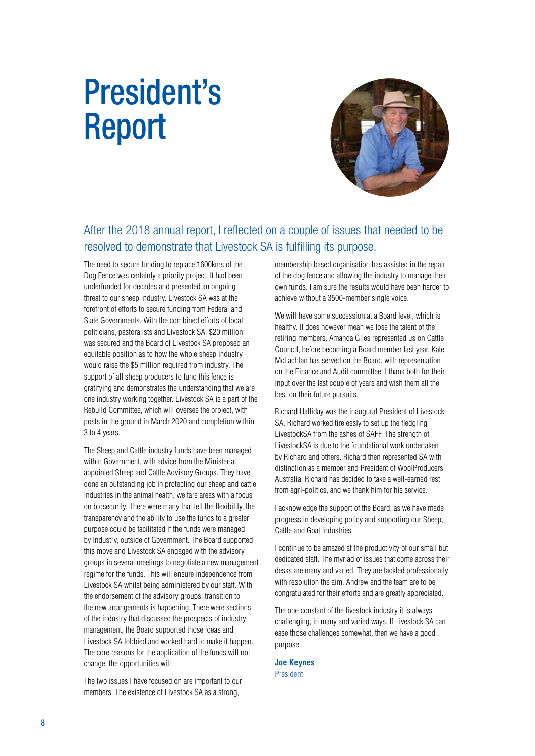# President's Report

After the 2018 annual report, I reflected on a couple of issues that needed to be resolved to demonstrate that Livestock SA is fulfilling its purpose.

The need to secure funding to replace 1600kms of the Dog Fence was certainly a priority project. It had been underfunded for decades and presented an ongoing threat to our sheep industry. Livestock SA was at the forefront of efforts to secure funding from Federal and State Governments. With the combined efforts of local politicians, pastoralists and Livestock SA, $20 million was secured and the Board of Livestock SA proposed an equitable position as to how the whole sheep industry would raise the $5 million required from industry. The support of all sheep producers to fund this fence is gratifying and demonstrates the understanding that we are one industry working together. Livestock SA is a part of the Rebuild Committee, which will oversee the project, with posts in the ground in March 2020 and completion within 3 to 4 years.

The Sheep and Cattle industry funds have been managed within Government, with advice from the Ministerial appointed Sheep and Cattle Advisory Groups. They have done an outstanding job in protecting our sheep and cattle industries in the animal health, welfare areas with a focus on biosecurity. There were many that felt the flexibility, the transparency and the ability to use the funds to a greater purpose could be facilitated if the funds were managed by industry, outside of Government. The Board supported this move and Livestock SA engaged with the advisory groups in several meetings to negotiate a new management regime for the funds. This will ensure independence from Livestock SA whilst being administered by our staff. With the endorsement of the advisory groups, transition to the new arrangements is happening. There were sections of the industry that discussed the prospects of industry management, the Board supported those ideas and Livestock SA lobbied and worked hard to make it happen. The core reasons for the application of the funds will not change, the opportunities will.

The two issues I have focused on are important to our members. The existence of Livestock SA as a strong, membership based organisation has assisted in the repair of the dog fence and allowing the industry to manage their own funds. I am sure the results would have been harder to achieve without a 3500-member single voice.

We will have some succession at a Board level, which is healthy. It does however mean we lose the talent of the retiring members. Amanda Giles represented us on Cattle Council, before becoming a Board member last year. Kate McLachlan has served on the Board, with representation on the Finance and Audit committee. I thank both for their input over the last couple of years and wish them all the best on their future pursuits.

Richard Halliday was the inaugural President of Livestock SA. Richard worked tirelessly to set up the fledgling LivestockSA from the ashes of SAFF. The strength of LivestockSA is due to the foundational work undertaken by Richard and others. Richard then represented SA with distinction as a member and President of WoolProducers Australia. Richard has decided to take a well-earned rest from agri-politics, and we thank him for his service.

I acknowledge the support of the Board, as we have made progress in developing policy and supporting our Sheep, Cattle and Goat industries.

I continue to be amazed at the productivity of our small but dedicated staff. The myriad of issues that come across their desks are many and varied. They are tackled professionally with resolution the aim. Andrew and the team are to be congratulated for their efforts and are greatly appreciated.

The one constant of the livestock industry it is always challenging, in many and varied ways. If Livestock SA can ease those challenges somewhat, then we have a good purpose.

**Joe Keynes**
President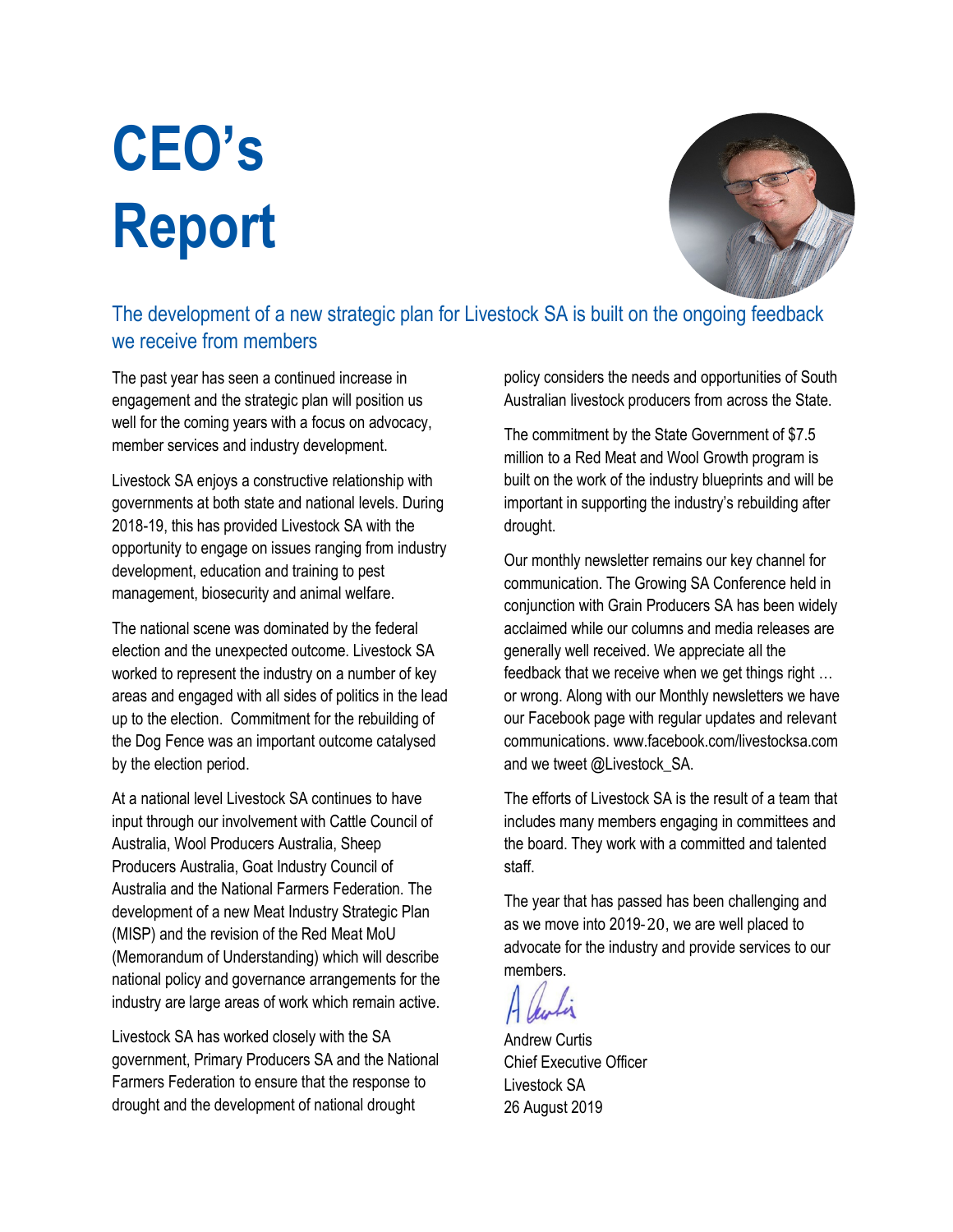# CEO's Report

## The development of a new strategic plan for Livestock SA is built on the ongoing feedback we receive from members

The past year has seen a continued increase in engagement and the strategic plan will position us well for the coming years with a focus on advocacy, member services and industry development.

Livestock SA enjoys a constructive relationship with governments at both state and national levels. During 2018-19, this has provided Livestock SA with the opportunity to engage on issues ranging from industry development, education and training to pest management, biosecurity and animal welfare.

The national scene was dominated by the federal election and the unexpected outcome. Livestock SA worked to represent the industry on a number of key areas and engaged with all sides of politics in the lead up to the election. Commitment for the rebuilding of the Dog Fence was an important outcome catalysed by the election period.

At a national level Livestock SA continues to have input through our involvement with Cattle Council of Australia, Wool Producers Australia, Sheep Producers Australia, Goat Industry Council of Australia and the National Farmers Federation. The development of a new Meat Industry Strategic Plan (MISP) and the revision of the Red Meat MoU (Memorandum of Understanding) which will describe national policy and governance arrangements for the industry are large areas of work which remain active.

Livestock SA has worked closely with the SA government, Primary Producers SA and the National Farmers Federation to ensure that the response to drought and the development of national drought policy considers the needs and opportunities of South Australian livestock producers from across the State.

The commitment by the State Government of $7.5 million to a Red Meat and Wool Growth program is built on the work of the industry blueprints and will be important in supporting the industry's rebuilding after drought.

Our monthly newsletter remains our key channel for communication. The Growing SA Conference held in conjunction with Grain Producers SA has been widely acclaimed while our columns and media releases are generally well received. We appreciate all the feedback that we receive when we get things right … or wrong. Along with our Monthly newsletters we have our Facebook page with regular updates and relevant communications. www.facebook.com/livestocksa.com and we tweet @Livestock_SA.

The efforts of Livestock SA is the result of a team that includes many members engaging in committees and the board. They work with a committed and talented staff.

The year that has passed has been challenging and as we move into 2019-20, we are well placed to advocate for the industry and provide services to our members.

Andrew Curtis
Chief Executive Officer
Livestock SA
26 August 2019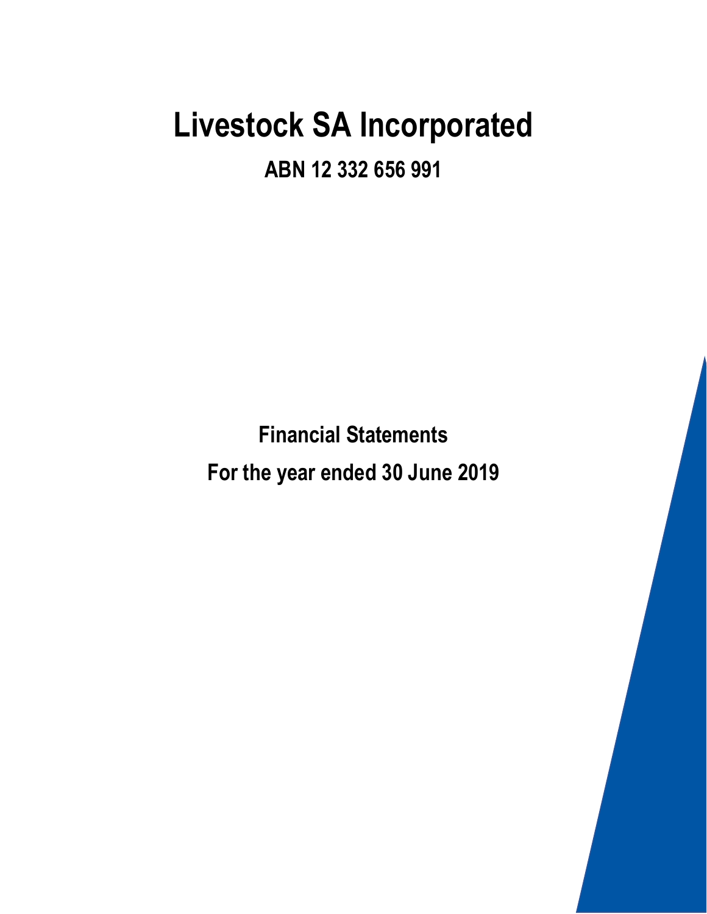# Livestock SA Incorporated

## ABN 12 332 656 991

## Financial Statements

## For the year ended 30 June 2019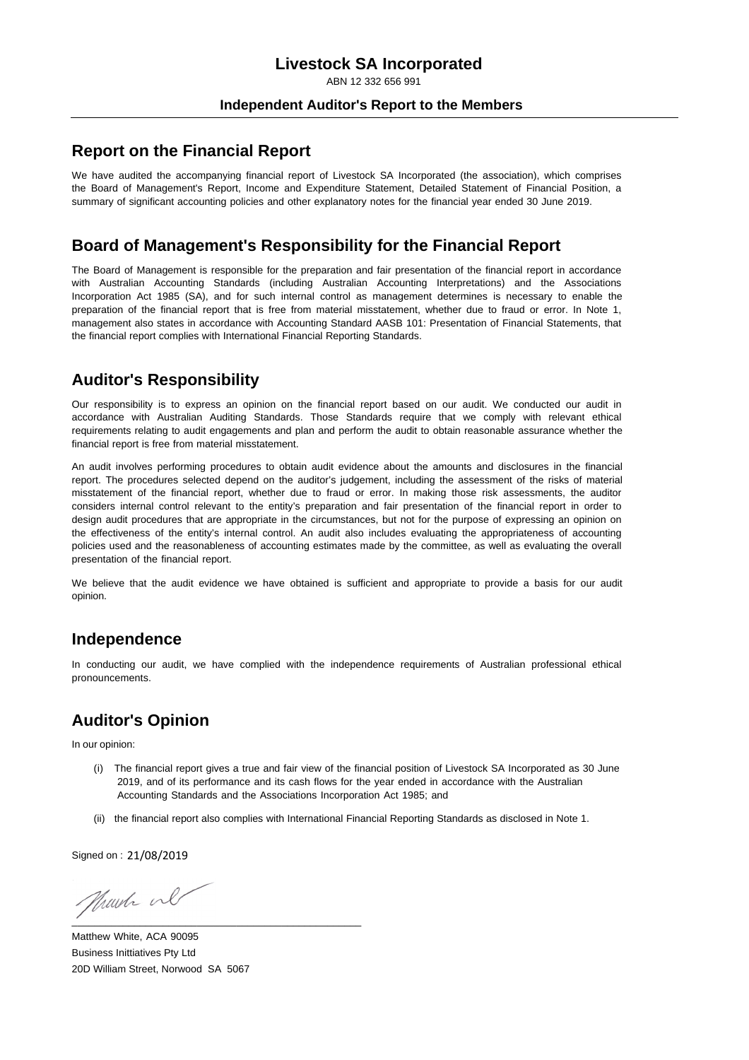# Livestock SA Incorporated

ABN 12 332 656 991

### Independent Auditor's Report to the Members

## Report on the Financial Report

We have audited the accompanying financial report of Livestock SA Incorporated (the association), which comprises the Board of Management's Report, Income and Expenditure Statement, Detailed Statement of Financial Position, a summary of significant accounting policies and other explanatory notes for the financial year ended 30 June 2019.

## Board of Management's Responsibility for the Financial Report

The Board of Management is responsible for the preparation and fair presentation of the financial report in accordance with Australian Accounting Standards (including Australian Accounting Interpretations) and the Associations Incorporation Act 1985 (SA), and for such internal control as management determines is necessary to enable the preparation of the financial report that is free from material misstatement, whether due to fraud or error. In Note 1, management also states in accordance with Accounting Standard AASB 101: Presentation of Financial Statements, that the financial report complies with International Financial Reporting Standards.

## Auditor's Responsibility

Our responsibility is to express an opinion on the financial report based on our audit. We conducted our audit in accordance with Australian Auditing Standards. Those Standards require that we comply with relevant ethical requirements relating to audit engagements and plan and perform the audit to obtain reasonable assurance whether the financial report is free from material misstatement.

An audit involves performing procedures to obtain audit evidence about the amounts and disclosures in the financial report. The procedures selected depend on the auditor's judgement, including the assessment of the risks of material misstatement of the financial report, whether due to fraud or error. In making those risk assessments, the auditor considers internal control relevant to the entity's preparation and fair presentation of the financial report in order to design audit procedures that are appropriate in the circumstances, but not for the purpose of expressing an opinion on the effectiveness of the entity's internal control. An audit also includes evaluating the appropriateness of accounting policies used and the reasonableness of accounting estimates made by the committee, as well as evaluating the overall presentation of the financial report.

We believe that the audit evidence we have obtained is sufficient and appropriate to provide a basis for our audit opinion.

## Independence

In conducting our audit, we have complied with the independence requirements of Australian professional ethical pronouncements.

## Auditor's Opinion

In our opinion:

(i) The financial report gives a true and fair view of the financial position of Livestock SA Incorporated as 30 June 2019, and of its performance and its cash flows for the year ended in accordance with the Australian Accounting Standards and the Associations Incorporation Act 1985; and

(ii) the financial report also complies with International Financial Reporting Standards as disclosed in Note 1.

Signed on : 21/08/2019

Matthew White, ACA 90095
Business Inittiatives Pty Ltd
20D William Street, Norwood SA 5067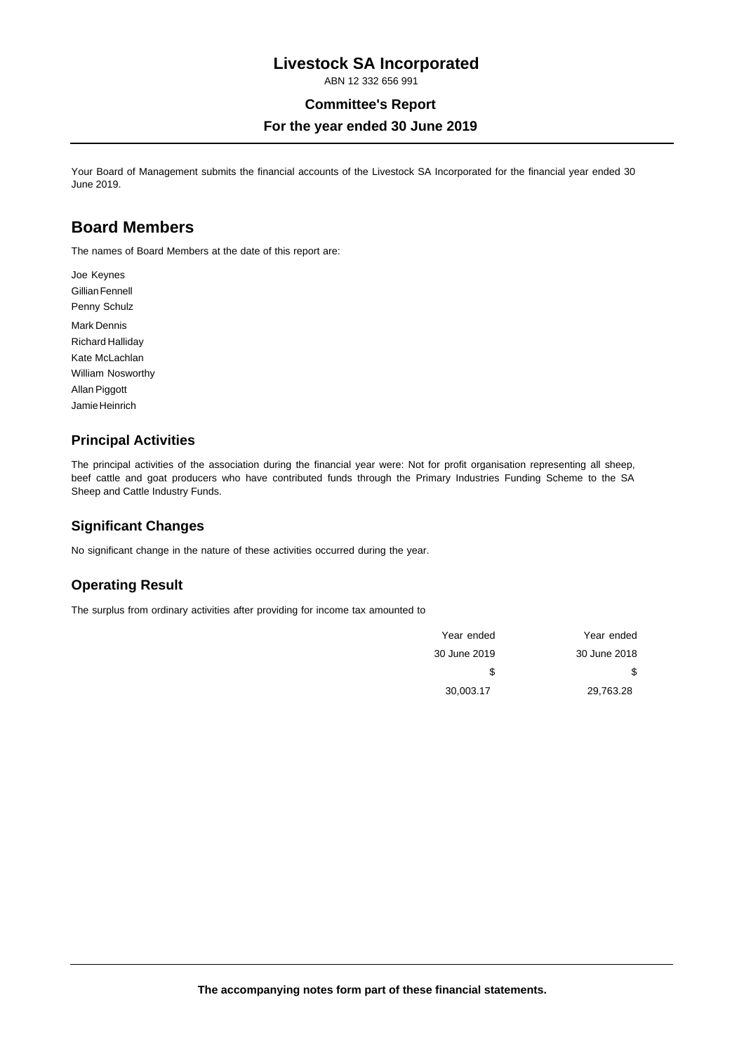# Livestock SA Incorporated

ABN 12 332 656 991

## Committee's Report

## For the year ended 30 June 2019

Your Board of Management submits the financial accounts of the Livestock SA Incorporated for the financial year ended 30 June 2019.

## Board Members

The names of Board Members at the date of this report are:

Joe Keynes
Gillian Fennell
Penny Schulz
Mark Dennis
Richard Halliday
Kate McLachlan
William Nosworthy
Allan Piggott
Jamie Heinrich

### Principal Activities

The principal activities of the association during the financial year were: Not for profit organisation representing all sheep, beef cattle and goat producers who have contributed funds through the Primary Industries Funding Scheme to the SA Sheep and Cattle Industry Funds.

### Significant Changes

No significant change in the nature of these activities occurred during the year.

### Operating Result

The surplus from ordinary activities after providing for income tax amounted to

| Year ended 30 June 2019 | Year ended 30 June 2018 |
|---|---|
| $ | $ |
| 30,003.17 | 29,763.28 |

**The accompanying notes form part of these financial statements.**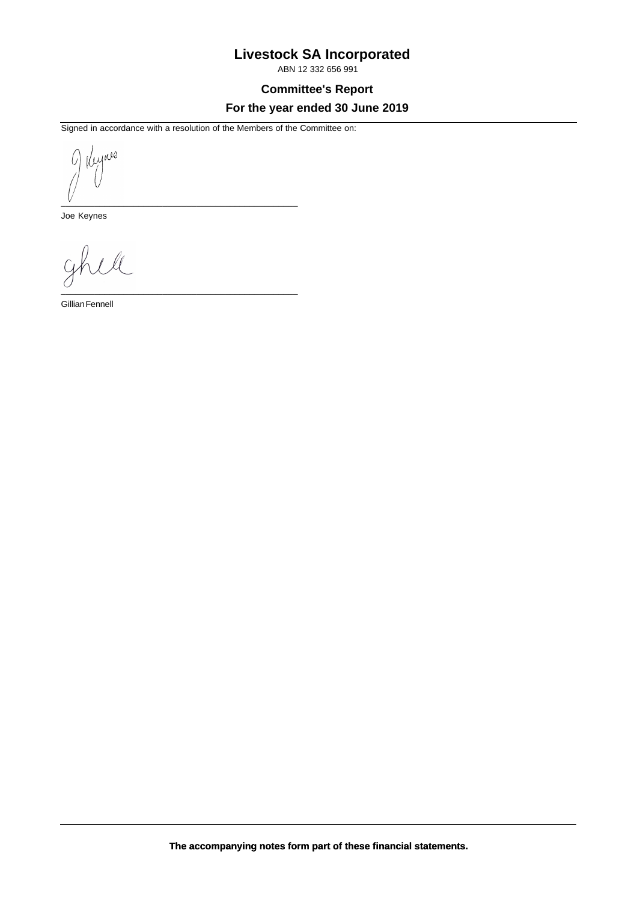# Livestock SA Incorporated

ABN 12 332 656 991

## Committee's Report

## For the year ended 30 June 2019

Signed in accordance with a resolution of the Members of the Committee on:

\_\_\_\_\_\_\_\_\_\_\_\_\_\_\_\_\_\_\_\_\_\_\_\_\_\_\_\_\_\_\_\_\_\_\_\_\_\_\_\_\_\_\_\_

Joe Keynes

\_\_\_\_\_\_\_\_\_\_\_\_\_\_\_\_\_\_\_\_\_\_\_\_\_\_\_\_\_\_\_\_\_\_\_\_\_\_\_\_\_\_\_\_

Gillian Fennell

**The accompanying notes form part of these financial statements.**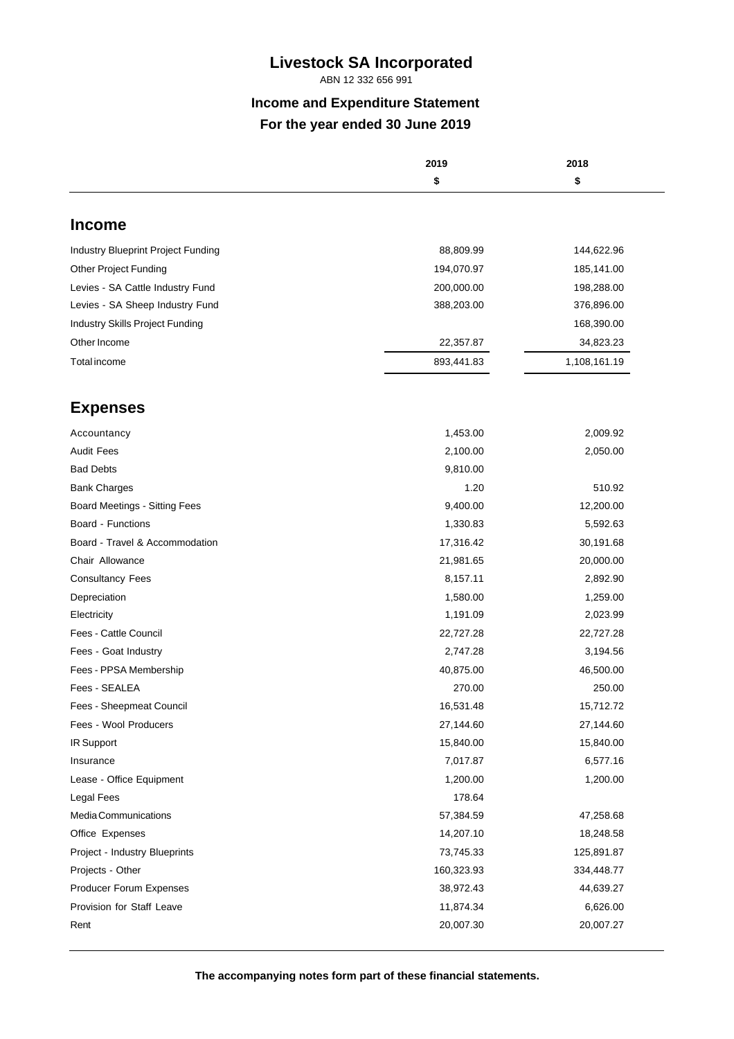# Livestock SA Incorporated

ABN 12 332 656 991

## Income and Expenditure Statement

## For the year ended 30 June 2019

| | 2019 | 2018 |
|---|---|---|
| | $ | $ |
| **Income** | | |
| Industry Blueprint Project Funding | 88,809.99 | 144,622.96 |
| Other Project Funding | 194,070.97 | 185,141.00 |
| Levies - SA Cattle Industry Fund | 200,000.00 | 198,288.00 |
| Levies - SA Sheep Industry Fund | 388,203.00 | 376,896.00 |
| Industry Skills Project Funding | | 168,390.00 |
| Other Income | 22,357.87 | 34,823.23 |
| Total income | 893,441.83 | 1,108,161.19 |
| **Expenses** | | |
| Accountancy | 1,453.00 | 2,009.92 |
| Audit Fees | 2,100.00 | 2,050.00 |
| Bad Debts | 9,810.00 | |
| Bank Charges | 1.20 | 510.92 |
| Board Meetings - Sitting Fees | 9,400.00 | 12,200.00 |
| Board - Functions | 1,330.83 | 5,592.63 |
| Board - Travel & Accommodation | 17,316.42 | 30,191.68 |
| Chair Allowance | 21,981.65 | 20,000.00 |
| Consultancy Fees | 8,157.11 | 2,892.90 |
| Depreciation | 1,580.00 | 1,259.00 |
| Electricity | 1,191.09 | 2,023.99 |
| Fees - Cattle Council | 22,727.28 | 22,727.28 |
| Fees - Goat Industry | 2,747.28 | 3,194.56 |
| Fees - PPSA Membership | 40,875.00 | 46,500.00 |
| Fees - SEALEA | 270.00 | 250.00 |
| Fees - Sheepmeat Council | 16,531.48 | 15,712.72 |
| Fees - Wool Producers | 27,144.60 | 27,144.60 |
| IR Support | 15,840.00 | 15,840.00 |
| Insurance | 7,017.87 | 6,577.16 |
| Lease - Office Equipment | 1,200.00 | 1,200.00 |
| Legal Fees | 178.64 | |
| Media Communications | 57,384.59 | 47,258.68 |
| Office Expenses | 14,207.10 | 18,248.58 |
| Project - Industry Blueprints | 73,745.33 | 125,891.87 |
| Projects - Other | 160,323.93 | 334,448.77 |
| Producer Forum Expenses | 38,972.43 | 44,639.27 |
| Provision for Staff Leave | 11,874.34 | 6,626.00 |
| Rent | 20,007.30 | 20,007.27 |

**The accompanying notes form part of these financial statements.**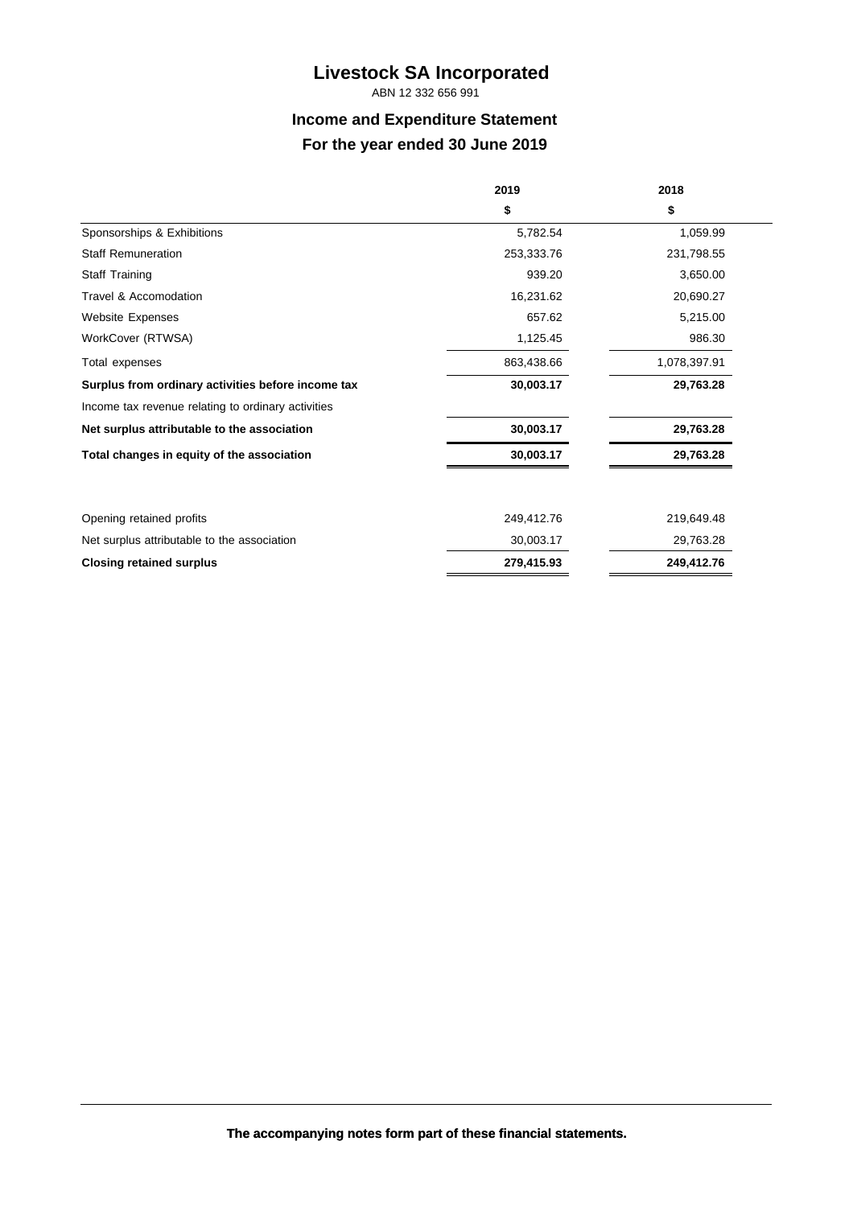# Livestock SA Incorporated

ABN 12 332 656 991

## Income and Expenditure Statement

## For the year ended 30 June 2019

| | 2019 | 2018 |
|---|---|---|
| | $ | $ |
| Sponsorships & Exhibitions | 5,782.54 | 1,059.99 |
| Staff Remuneration | 253,333.76 | 231,798.55 |
| Staff Training | 939.20 | 3,650.00 |
| Travel & Accomodation | 16,231.62 | 20,690.27 |
| Website Expenses | 657.62 | 5,215.00 |
| WorkCover (RTWSA) | 1,125.45 | 986.30 |
| Total expenses | 863,438.66 | 1,078,397.91 |
| **Surplus from ordinary activities before income tax** | **30,003.17** | **29,763.28** |
| Income tax revenue relating to ordinary activities | | |
| **Net surplus attributable to the association** | **30,003.17** | **29,763.28** |
| **Total changes in equity of the association** | **30,003.17** | **29,763.28** |

| | 2019 | 2018 |
|---|---|---|
| Opening retained profits | 249,412.76 | 219,649.48 |
| Net surplus attributable to the association | 30,003.17 | 29,763.28 |
| **Closing retained surplus** | **279,415.93** | **249,412.76** |

**The accompanying notes form part of these financial statements.**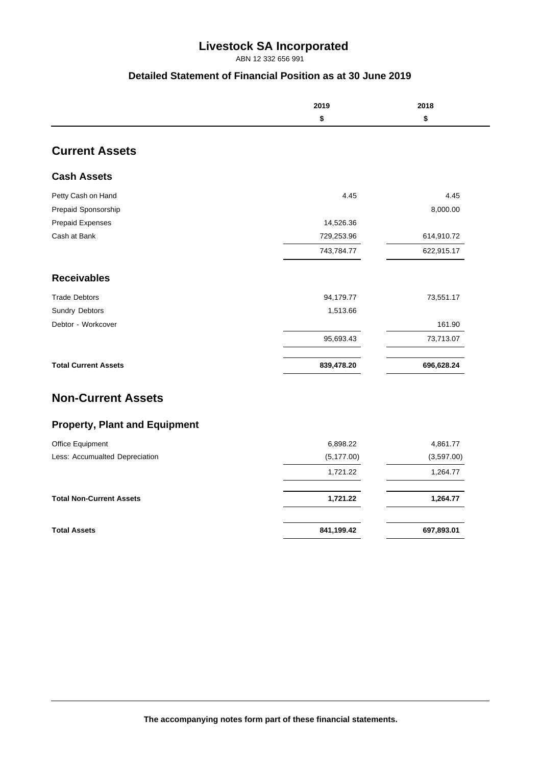# Livestock SA Incorporated

ABN 12 332 656 991

## Detailed Statement of Financial Position as at 30 June 2019

| | 2019<br>$ | 2018<br>$ |
|---|---|---|
| **Current Assets** | | |
| **Cash Assets** | | |
| Petty Cash on Hand | 4.45 | 4.45 |
| Prepaid Sponsorship | | 8,000.00 |
| Prepaid Expenses | 14,526.36 | |
| Cash at Bank | 729,253.96 | 614,910.72 |
| | 743,784.77 | 622,915.17 |
| **Receivables** | | |
| Trade Debtors | 94,179.77 | 73,551.17 |
| Sundry Debtors | 1,513.66 | |
| Debtor - Workcover | | 161.90 |
| | 95,693.43 | 73,713.07 |
| **Total Current Assets** | **839,478.20** | **696,628.24** |
| **Non-Current Assets** | | |
| **Property, Plant and Equipment** | | |
| Office Equipment | 6,898.22 | 4,861.77 |
| Less: Accumualted Depreciation | (5,177.00) | (3,597.00) |
| | 1,721.22 | 1,264.77 |
| **Total Non-Current Assets** | **1,721.22** | **1,264.77** |
| **Total Assets** | **841,199.42** | **697,893.01** |

**The accompanying notes form part of these financial statements.**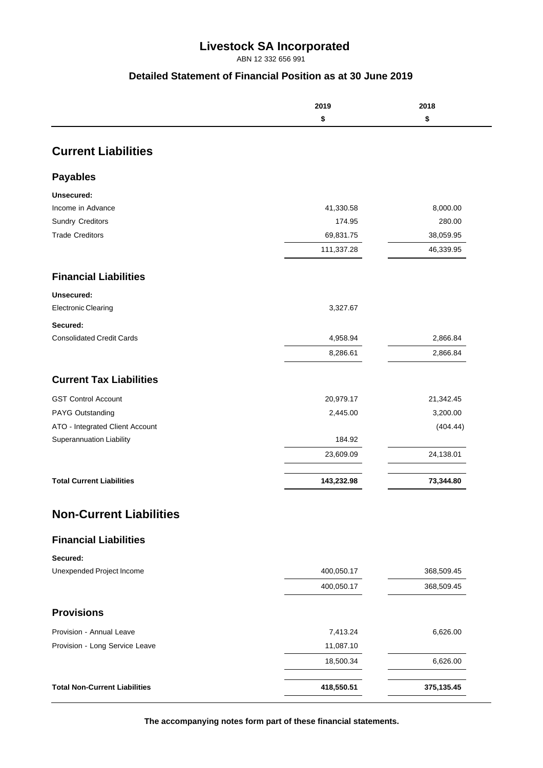# Livestock SA Incorporated

ABN 12 332 656 991

## Detailed Statement of Financial Position as at 30 June 2019

| | 2019<br>$ | 2018<br>$ |
|---|---|---|
| **Current Liabilities** | | |
| **Payables** | | |
| **Unsecured:** | | |
| Income in Advance | 41,330.58 | 8,000.00 |
| Sundry Creditors | 174.95 | 280.00 |
| Trade Creditors | 69,831.75 | 38,059.95 |
| | 111,337.28 | 46,339.95 |
| **Financial Liabilities** | | |
| **Unsecured:** | | |
| Electronic Clearing | 3,327.67 | |
| **Secured:** | | |
| Consolidated Credit Cards | 4,958.94 | 2,866.84 |
| | 8,286.61 | 2,866.84 |
| **Current Tax Liabilities** | | |
| GST Control Account | 20,979.17 | 21,342.45 |
| PAYG Outstanding | 2,445.00 | 3,200.00 |
| ATO - Integrated Client Account | | (404.44) |
| Superannuation Liability | 184.92 | |
| | 23,609.09 | 24,138.01 |
| **Total Current Liabilities** | **143,232.98** | **73,344.80** |
| **Non-Current Liabilities** | | |
| **Financial Liabilities** | | |
| **Secured:** | | |
| Unexpended Project Income | 400,050.17 | 368,509.45 |
| | 400,050.17 | 368,509.45 |
| **Provisions** | | |
| Provision - Annual Leave | 7,413.24 | 6,626.00 |
| Provision - Long Service Leave | 11,087.10 | |
| | 18,500.34 | 6,626.00 |
| **Total Non-Current Liabilities** | **418,550.51** | **375,135.45** |

**The accompanying notes form part of these financial statements.**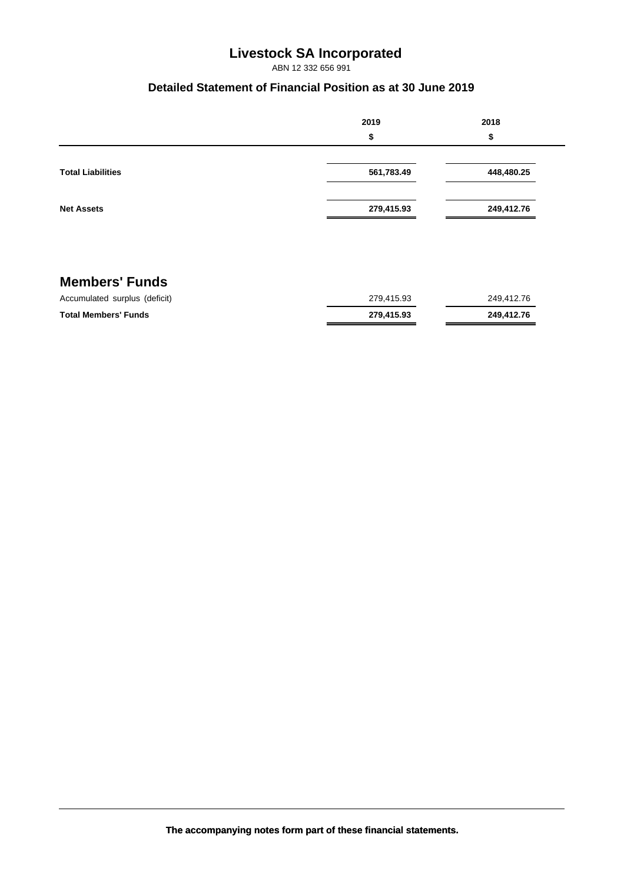# Livestock SA Incorporated

ABN 12 332 656 991

## Detailed Statement of Financial Position as at 30 June 2019

| | 2019 | 2018 |
|---|---|---|
| | $ | $ |
| **Total Liabilities** | **561,783.49** | **448,480.25** |
| **Net Assets** | **279,415.93** | **249,412.76** |

## Members' Funds

| | 2019 | 2018 |
|---|---|---|
| Accumulated surplus (deficit) | 279,415.93 | 249,412.76 |
| **Total Members' Funds** | **279,415.93** | **249,412.76** |

**The accompanying notes form part of these financial statements.**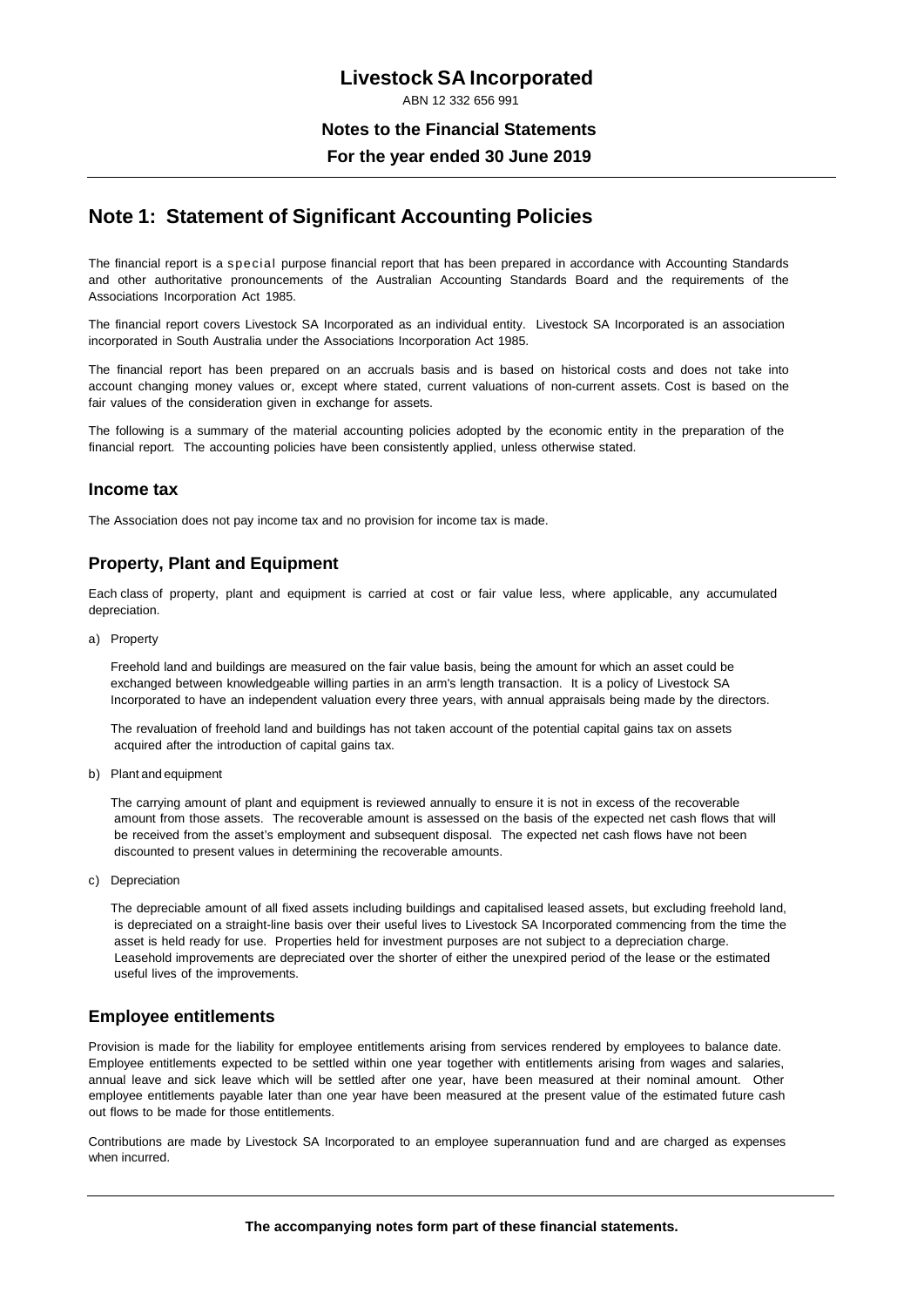# Livestock SA Incorporated

ABN 12 332 656 991

**Notes to the Financial Statements**

**For the year ended 30 June 2019**

## Note 1: Statement of Significant Accounting Policies

The financial report is a special purpose financial report that has been prepared in accordance with Accounting Standards and other authoritative pronouncements of the Australian Accounting Standards Board and the requirements of the Associations Incorporation Act 1985.

The financial report covers Livestock SA Incorporated as an individual entity. Livestock SA Incorporated is an association incorporated in South Australia under the Associations Incorporation Act 1985.

The financial report has been prepared on an accruals basis and is based on historical costs and does not take into account changing money values or, except where stated, current valuations of non-current assets. Cost is based on the fair values of the consideration given in exchange for assets.

The following is a summary of the material accounting policies adopted by the economic entity in the preparation of the financial report. The accounting policies have been consistently applied, unless otherwise stated.

### Income tax

The Association does not pay income tax and no provision for income tax is made.

### Property, Plant and Equipment

Each class of property, plant and equipment is carried at cost or fair value less, where applicable, any accumulated depreciation.

a) Property

Freehold land and buildings are measured on the fair value basis, being the amount for which an asset could be exchanged between knowledgeable willing parties in an arm's length transaction. It is a policy of Livestock SA Incorporated to have an independent valuation every three years, with annual appraisals being made by the directors.

The revaluation of freehold land and buildings has not taken account of the potential capital gains tax on assets acquired after the introduction of capital gains tax.

b) Plant and equipment

The carrying amount of plant and equipment is reviewed annually to ensure it is not in excess of the recoverable amount from those assets. The recoverable amount is assessed on the basis of the expected net cash flows that will be received from the asset's employment and subsequent disposal. The expected net cash flows have not been discounted to present values in determining the recoverable amounts.

c) Depreciation

The depreciable amount of all fixed assets including buildings and capitalised leased assets, but excluding freehold land, is depreciated on a straight-line basis over their useful lives to Livestock SA Incorporated commencing from the time the asset is held ready for use. Properties held for investment purposes are not subject to a depreciation charge. Leasehold improvements are depreciated over the shorter of either the unexpired period of the lease or the estimated useful lives of the improvements.

### Employee entitlements

Provision is made for the liability for employee entitlements arising from services rendered by employees to balance date. Employee entitlements expected to be settled within one year together with entitlements arising from wages and salaries, annual leave and sick leave which will be settled after one year, have been measured at their nominal amount. Other employee entitlements payable later than one year have been measured at the present value of the estimated future cash out flows to be made for those entitlements.

Contributions are made by Livestock SA Incorporated to an employee superannuation fund and are charged as expenses when incurred.

**The accompanying notes form part of these financial statements.**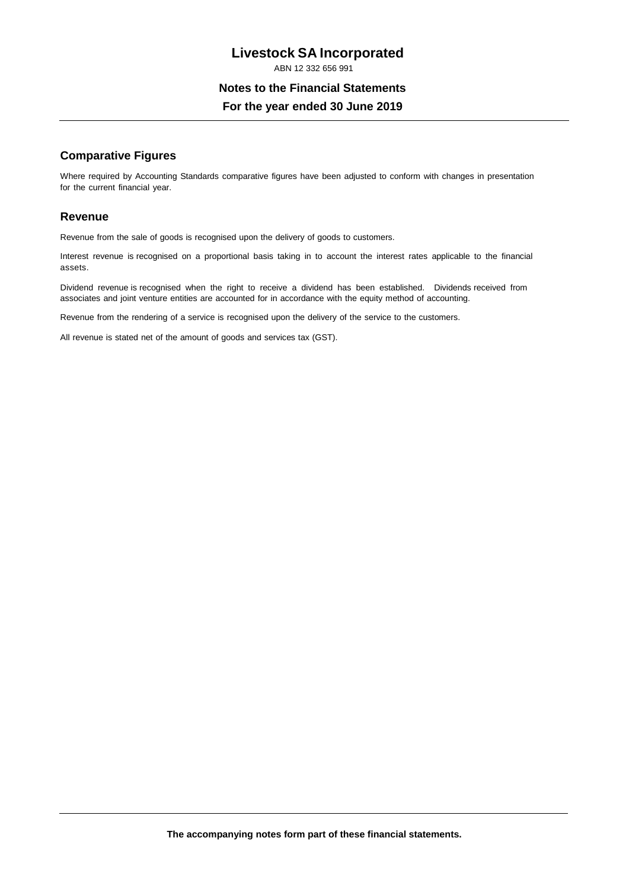## Comparative Figures

Where required by Accounting Standards comparative figures have been adjusted to conform with changes in presentation for the current financial year.

## Revenue

Revenue from the sale of goods is recognised upon the delivery of goods to customers.

Interest revenue is recognised on a proportional basis taking in to account the interest rates applicable to the financial assets.

Dividend revenue is recognised when the right to receive a dividend has been established. Dividends received from associates and joint venture entities are accounted for in accordance with the equity method of accounting.

Revenue from the rendering of a service is recognised upon the delivery of the service to the customers.

All revenue is stated net of the amount of goods and services tax (GST).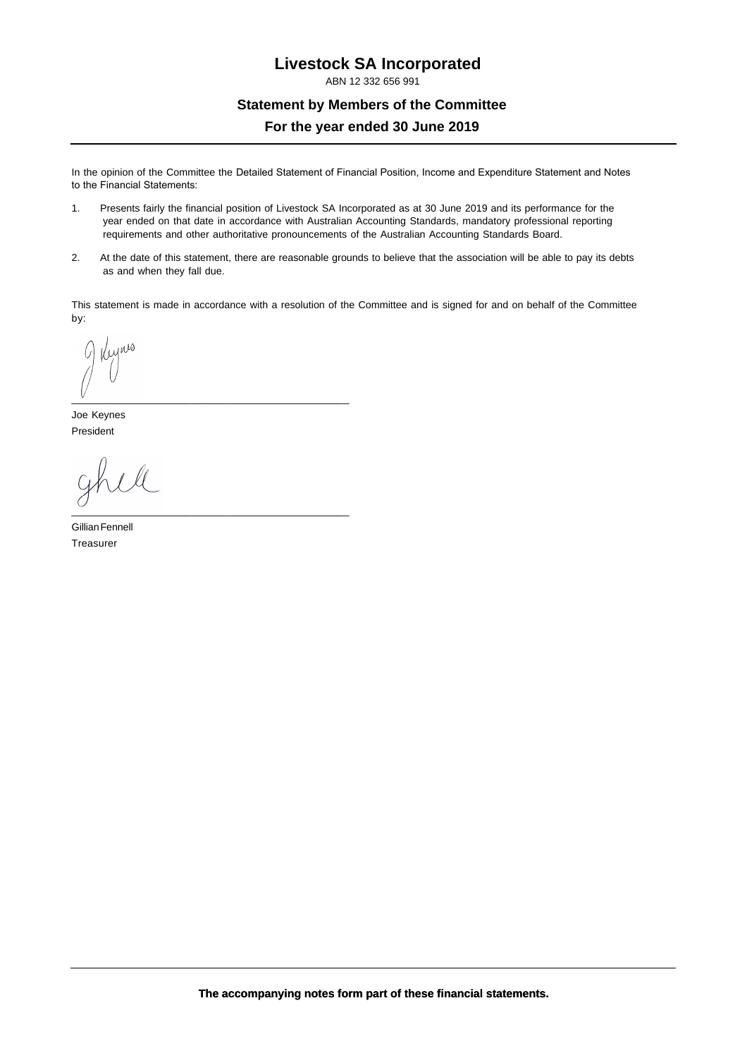# Livestock SA Incorporated

ABN 12 332 656 991

## Statement by Members of the Committee

## For the year ended 30 June 2019

In the opinion of the Committee the Detailed Statement of Financial Position, Income and Expenditure Statement and Notes to the Financial Statements:

1. Presents fairly the financial position of Livestock SA Incorporated as at 30 June 2019 and its performance for the year ended on that date in accordance with Australian Accounting Standards, mandatory professional reporting requirements and other authoritative pronouncements of the Australian Accounting Standards Board.

2. At the date of this statement, there are reasonable grounds to believe that the association will be able to pay its debts as and when they fall due.

This statement is made in accordance with a resolution of the Committee and is signed for and on behalf of the Committee by:

Joe Keynes
President

Gillian Fennell
Treasurer

**The accompanying notes form part of these financial statements.**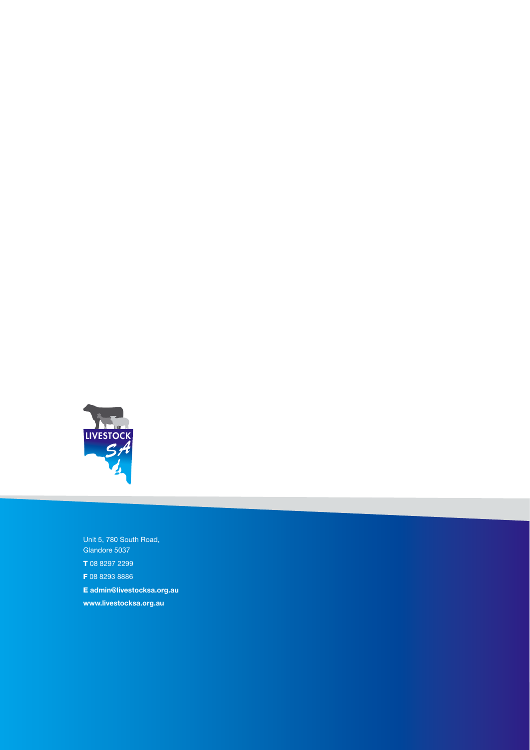LIVESTOCK SA

Unit 5, 780 South Road,
Glandore 5037

**T** 08 8297 2299

**F** 08 8293 8886

**E admin@livestocksa.org.au**

**www.livestocksa.org.au**